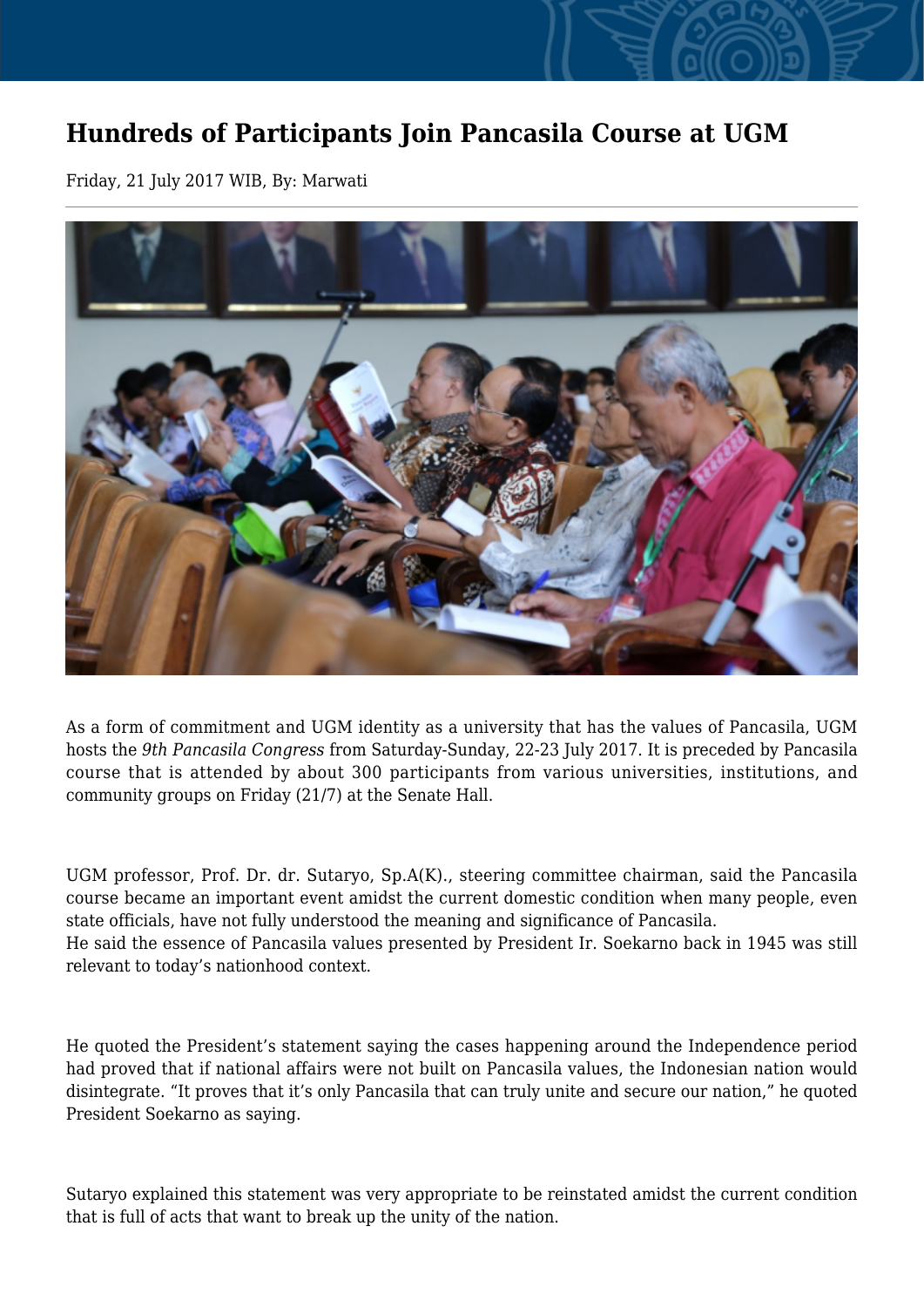# Hundreds of Participants Join Pancasila Course at UGM

Friday, 21 July 2017 WIB, By: Marwati

As a form of commitment and UGM identity as a university that has the values of Pancasila, UGM hosts the *9th Pancasila Congress* from Saturday-Sunday, 22-23 July 2017. It is preceded by Pancasila course that is attended by about 300 participants from various universities, institutions, and community groups on Friday (21/7) at the Senate Hall.

UGM professor, Prof. Dr. dr. Sutaryo, Sp.A(K)., steering committee chairman, said the Pancasila course became an important event amidst the current domestic condition when many people, even state officials, have not fully understood the meaning and significance of Pancasila.
He said the essence of Pancasila values presented by President Ir. Soekarno back in 1945 was still relevant to today's nationhood context.

He quoted the President's statement saying the cases happening around the Independence period had proved that if national affairs were not built on Pancasila values, the Indonesian nation would disintegrate. "It proves that it's only Pancasila that can truly unite and secure our nation," he quoted President Soekarno as saying.

Sutaryo explained this statement was very appropriate to be reinstated amidst the current condition that is full of acts that want to break up the unity of the nation.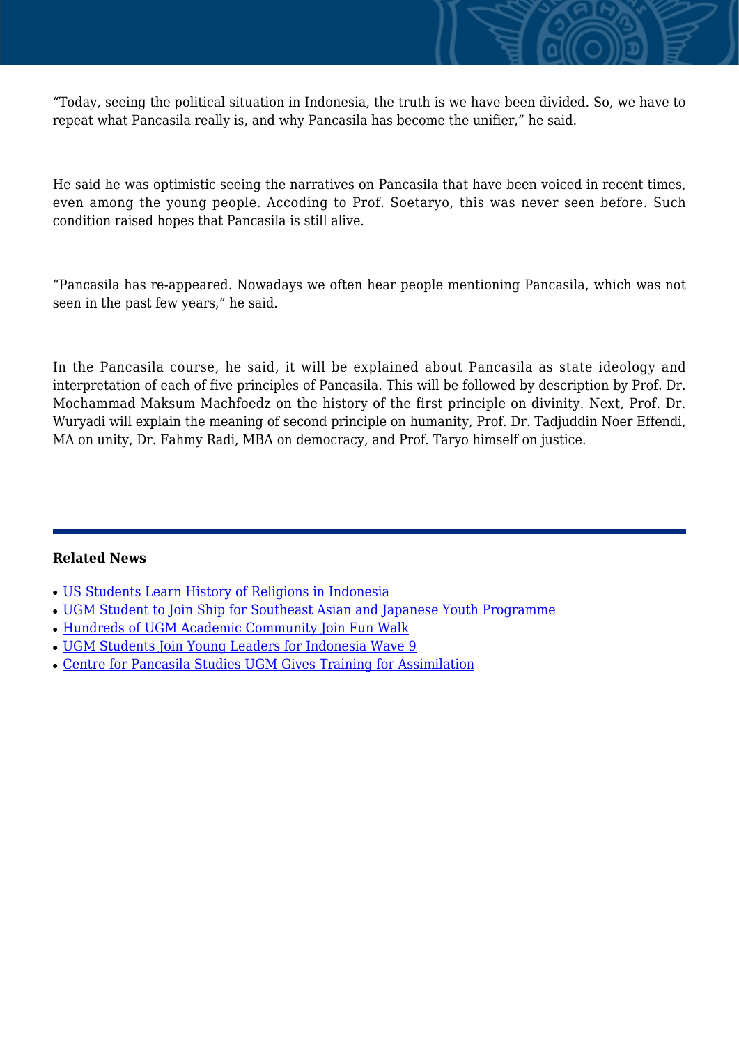"Today, seeing the political situation in Indonesia, the truth is we have been divided. So, we have to repeat what Pancasila really is, and why Pancasila has become the unifier," he said.

He said he was optimistic seeing the narratives on Pancasila that have been voiced in recent times, even among the young people. Accoding to Prof. Soetaryo, this was never seen before. Such condition raised hopes that Pancasila is still alive.

"Pancasila has re-appeared. Nowadays we often hear people mentioning Pancasila, which was not seen in the past few years," he said.

In the Pancasila course, he said, it will be explained about Pancasila as state ideology and interpretation of each of five principles of Pancasila. This will be followed by description by Prof. Dr. Mochammad Maksum Machfoedz on the history of the first principle on divinity. Next, Prof. Dr. Wuryadi will explain the meaning of second principle on humanity, Prof. Dr. Tadjuddin Noer Effendi, MA on unity, Dr. Fahmy Radi, MBA on democracy, and Prof. Taryo himself on justice.

---

**Related News**

- US Students Learn History of Religions in Indonesia
- UGM Student to Join Ship for Southeast Asian and Japanese Youth Programme
- Hundreds of UGM Academic Community Join Fun Walk
- UGM Students Join Young Leaders for Indonesia Wave 9
- Centre for Pancasila Studies UGM Gives Training for Assimilation